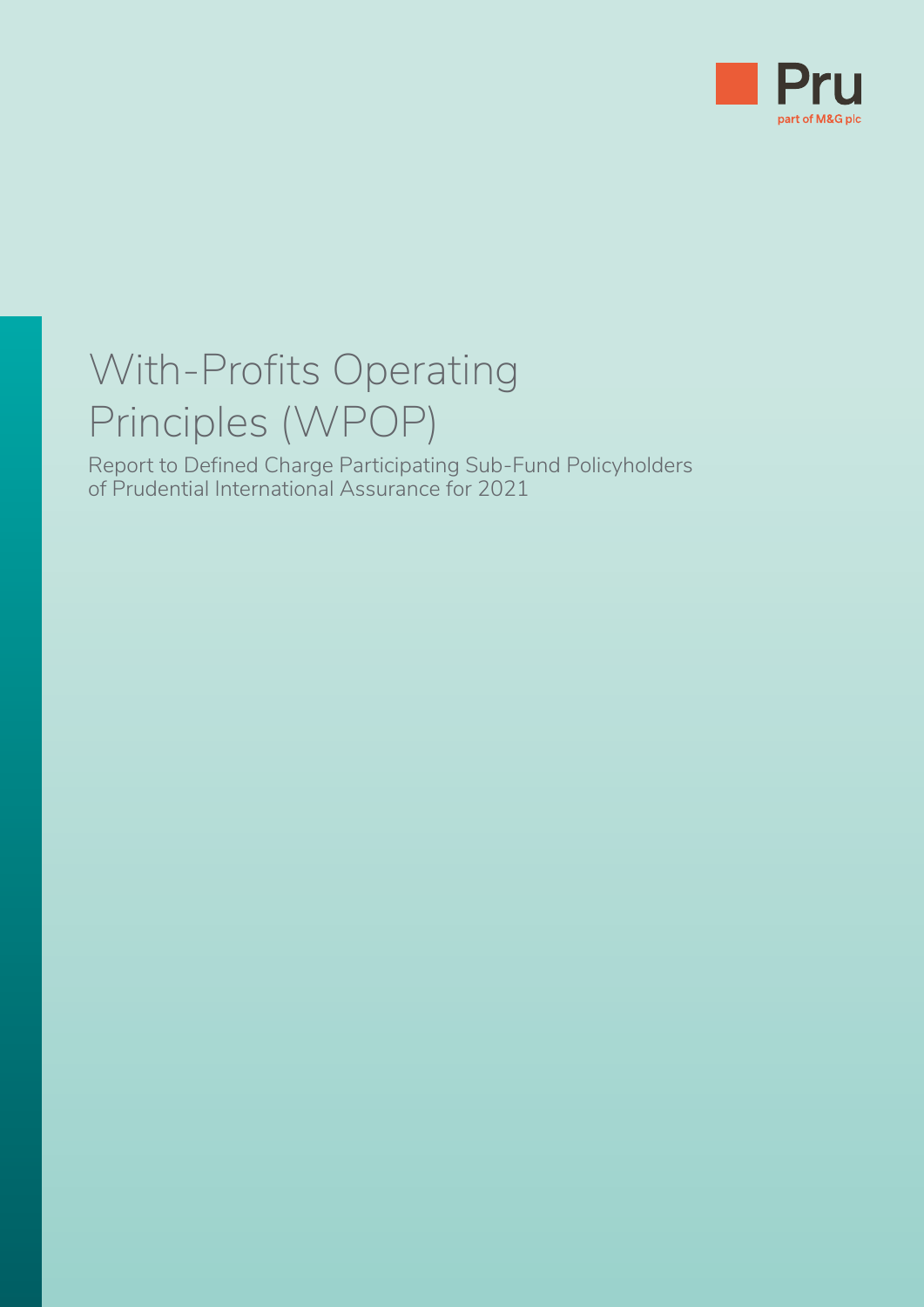Pru

part of M&G plc

# With-Profits Operating Principles (WPOP)

Report to Defined Charge Participating Sub-Fund Policyholders of Prudential International Assurance for 2021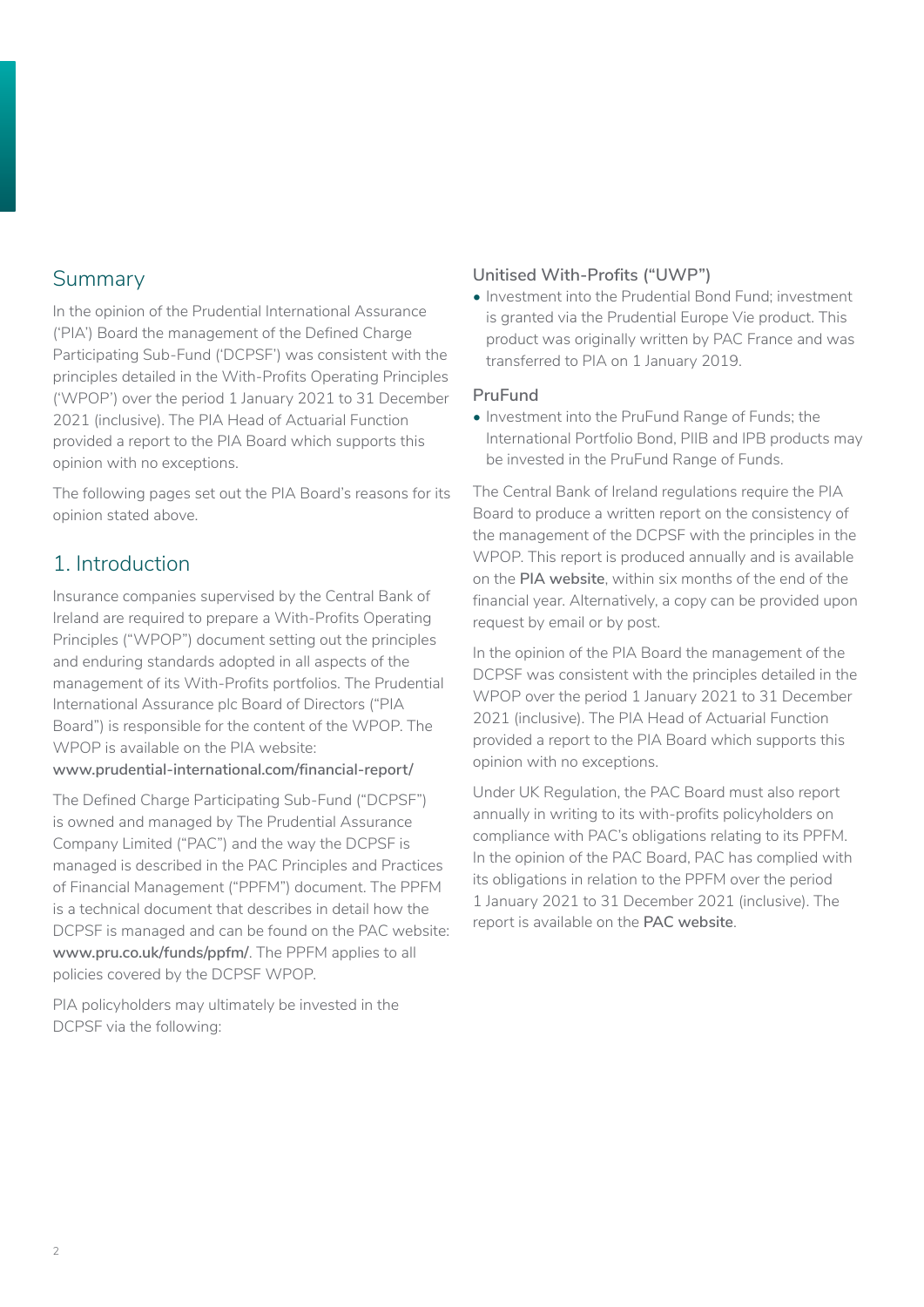## Summary

In the opinion of the Prudential International Assurance ('PIA') Board the management of the Defined Charge Participating Sub-Fund ('DCPSF') was consistent with the principles detailed in the With-Profits Operating Principles ('WPOP') over the period 1 January 2021 to 31 December 2021 (inclusive). The PIA Head of Actuarial Function provided a report to the PIA Board which supports this opinion with no exceptions.

The following pages set out the PIA Board's reasons for its opinion stated above.

## 1. Introduction

Insurance companies supervised by the Central Bank of Ireland are required to prepare a With-Profits Operating Principles ("WPOP") document setting out the principles and enduring standards adopted in all aspects of the management of its With-Profits portfolios. The Prudential International Assurance plc Board of Directors ("PIA Board") is responsible for the content of the WPOP. The WPOP is available on the PIA website:
**www.prudential-international.com/financial-report/**

The Defined Charge Participating Sub-Fund ("DCPSF") is owned and managed by The Prudential Assurance Company Limited ("PAC") and the way the DCPSF is managed is described in the PAC Principles and Practices of Financial Management ("PPFM") document. The PPFM is a technical document that describes in detail how the DCPSF is managed and can be found on the PAC website: **www.pru.co.uk/funds/ppfm/**. The PPFM applies to all policies covered by the DCPSF WPOP.

PIA policyholders may ultimately be invested in the DCPSF via the following:

### Unitised With-Profits ("UWP")

- Investment into the Prudential Bond Fund; investment is granted via the Prudential Europe Vie product. This product was originally written by PAC France and was transferred to PIA on 1 January 2019.

### PruFund

- Investment into the PruFund Range of Funds; the International Portfolio Bond, PIIB and IPB products may be invested in the PruFund Range of Funds.

The Central Bank of Ireland regulations require the PIA Board to produce a written report on the consistency of the management of the DCPSF with the principles in the WPOP. This report is produced annually and is available on the **PIA website**, within six months of the end of the financial year. Alternatively, a copy can be provided upon request by email or by post.

In the opinion of the PIA Board the management of the DCPSF was consistent with the principles detailed in the WPOP over the period 1 January 2021 to 31 December 2021 (inclusive). The PIA Head of Actuarial Function provided a report to the PIA Board which supports this opinion with no exceptions.

Under UK Regulation, the PAC Board must also report annually in writing to its with-profits policyholders on compliance with PAC's obligations relating to its PPFM. In the opinion of the PAC Board, PAC has complied with its obligations in relation to the PPFM over the period 1 January 2021 to 31 December 2021 (inclusive). The report is available on the **PAC website**.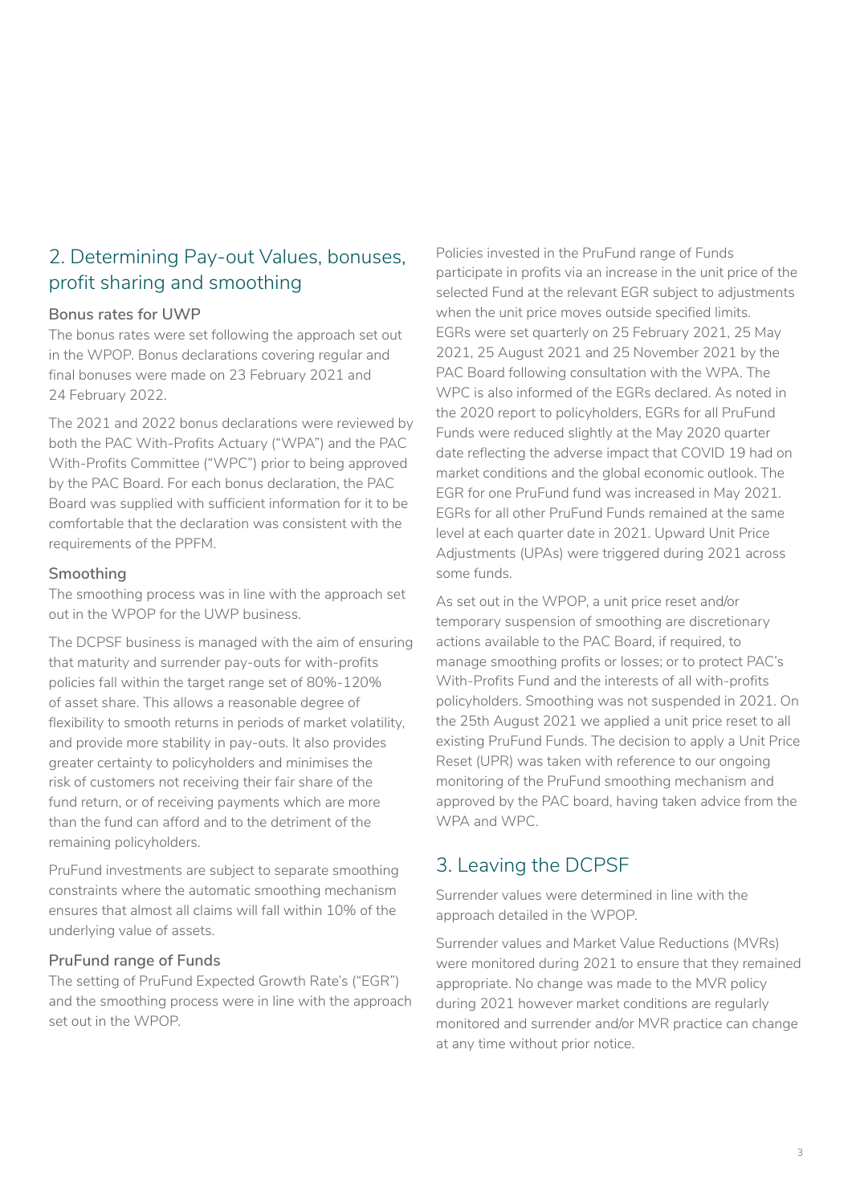## 2. Determining Pay-out Values, bonuses, profit sharing and smoothing

### Bonus rates for UWP

The bonus rates were set following the approach set out in the WPOP. Bonus declarations covering regular and final bonuses were made on 23 February 2021 and 24 February 2022.

The 2021 and 2022 bonus declarations were reviewed by both the PAC With-Profits Actuary ("WPA") and the PAC With-Profits Committee ("WPC") prior to being approved by the PAC Board. For each bonus declaration, the PAC Board was supplied with sufficient information for it to be comfortable that the declaration was consistent with the requirements of the PPFM.

### Smoothing

The smoothing process was in line with the approach set out in the WPOP for the UWP business.

The DCPSF business is managed with the aim of ensuring that maturity and surrender pay-outs for with-profits policies fall within the target range set of 80%-120% of asset share. This allows a reasonable degree of flexibility to smooth returns in periods of market volatility, and provide more stability in pay-outs. It also provides greater certainty to policyholders and minimises the risk of customers not receiving their fair share of the fund return, or of receiving payments which are more than the fund can afford and to the detriment of the remaining policyholders.

PruFund investments are subject to separate smoothing constraints where the automatic smoothing mechanism ensures that almost all claims will fall within 10% of the underlying value of assets.

### PruFund range of Funds

The setting of PruFund Expected Growth Rate's ("EGR") and the smoothing process were in line with the approach set out in the WPOP.

Policies invested in the PruFund range of Funds participate in profits via an increase in the unit price of the selected Fund at the relevant EGR subject to adjustments when the unit price moves outside specified limits. EGRs were set quarterly on 25 February 2021, 25 May 2021, 25 August 2021 and 25 November 2021 by the PAC Board following consultation with the WPA. The WPC is also informed of the EGRs declared. As noted in the 2020 report to policyholders, EGRs for all PruFund Funds were reduced slightly at the May 2020 quarter date reflecting the adverse impact that COVID 19 had on market conditions and the global economic outlook. The EGR for one PruFund fund was increased in May 2021. EGRs for all other PruFund Funds remained at the same level at each quarter date in 2021. Upward Unit Price Adjustments (UPAs) were triggered during 2021 across some funds.

As set out in the WPOP, a unit price reset and/or temporary suspension of smoothing are discretionary actions available to the PAC Board, if required, to manage smoothing profits or losses; or to protect PAC's With-Profits Fund and the interests of all with-profits policyholders. Smoothing was not suspended in 2021. On the 25th August 2021 we applied a unit price reset to all existing PruFund Funds. The decision to apply a Unit Price Reset (UPR) was taken with reference to our ongoing monitoring of the PruFund smoothing mechanism and approved by the PAC board, having taken advice from the WPA and WPC.

## 3. Leaving the DCPSF

Surrender values were determined in line with the approach detailed in the WPOP.

Surrender values and Market Value Reductions (MVRs) were monitored during 2021 to ensure that they remained appropriate. No change was made to the MVR policy during 2021 however market conditions are regularly monitored and surrender and/or MVR practice can change at any time without prior notice.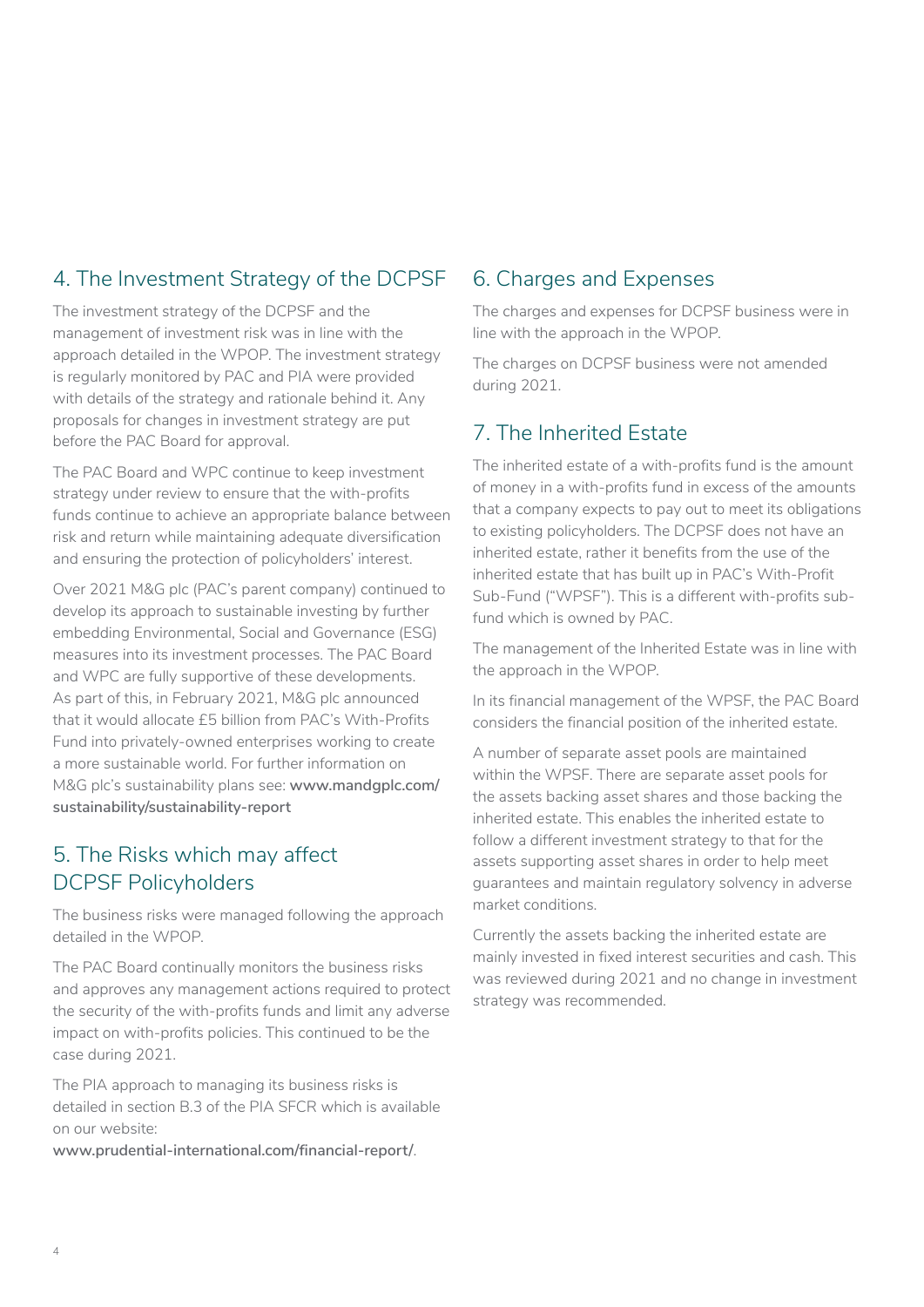## 4. The Investment Strategy of the DCPSF

The investment strategy of the DCPSF and the management of investment risk was in line with the approach detailed in the WPOP. The investment strategy is regularly monitored by PAC and PIA were provided with details of the strategy and rationale behind it. Any proposals for changes in investment strategy are put before the PAC Board for approval.

The PAC Board and WPC continue to keep investment strategy under review to ensure that the with-profits funds continue to achieve an appropriate balance between risk and return while maintaining adequate diversification and ensuring the protection of policyholders' interest.

Over 2021 M&G plc (PAC's parent company) continued to develop its approach to sustainable investing by further embedding Environmental, Social and Governance (ESG) measures into its investment processes. The PAC Board and WPC are fully supportive of these developments. As part of this, in February 2021, M&G plc announced that it would allocate £5 billion from PAC's With-Profits Fund into privately-owned enterprises working to create a more sustainable world. For further information on M&G plc's sustainability plans see: **www.mandgplc.com/sustainability/sustainability-report**

## 5. The Risks which may affect DCPSF Policyholders

The business risks were managed following the approach detailed in the WPOP.

The PAC Board continually monitors the business risks and approves any management actions required to protect the security of the with-profits funds and limit any adverse impact on with-profits policies. This continued to be the case during 2021.

The PIA approach to managing its business risks is detailed in section B.3 of the PIA SFCR which is available on our website:
**www.prudential-international.com/financial-report/**.

## 6. Charges and Expenses

The charges and expenses for DCPSF business were in line with the approach in the WPOP.

The charges on DCPSF business were not amended during 2021.

## 7. The Inherited Estate

The inherited estate of a with-profits fund is the amount of money in a with-profits fund in excess of the amounts that a company expects to pay out to meet its obligations to existing policyholders. The DCPSF does not have an inherited estate, rather it benefits from the use of the inherited estate that has built up in PAC's With-Profit Sub-Fund ("WPSF"). This is a different with-profits sub-fund which is owned by PAC.

The management of the Inherited Estate was in line with the approach in the WPOP.

In its financial management of the WPSF, the PAC Board considers the financial position of the inherited estate.

A number of separate asset pools are maintained within the WPSF. There are separate asset pools for the assets backing asset shares and those backing the inherited estate. This enables the inherited estate to follow a different investment strategy to that for the assets supporting asset shares in order to help meet guarantees and maintain regulatory solvency in adverse market conditions.

Currently the assets backing the inherited estate are mainly invested in fixed interest securities and cash. This was reviewed during 2021 and no change in investment strategy was recommended.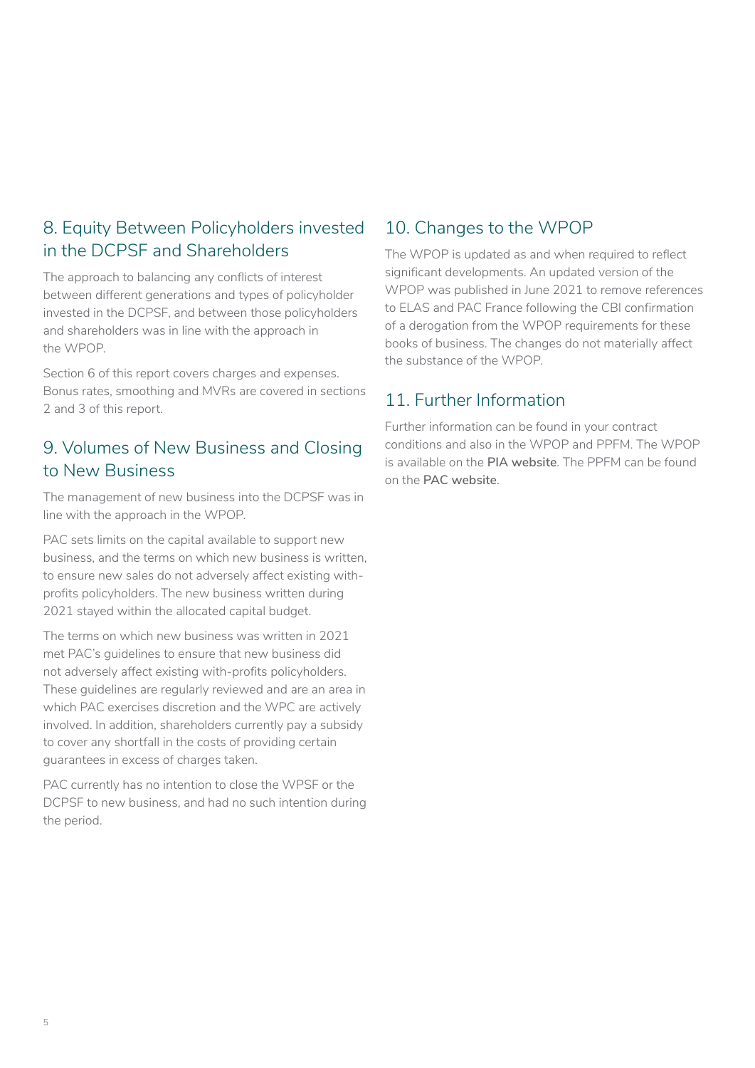## 8. Equity Between Policyholders invested in the DCPSF and Shareholders

The approach to balancing any conflicts of interest between different generations and types of policyholder invested in the DCPSF, and between those policyholders and shareholders was in line with the approach in the WPOP.

Section 6 of this report covers charges and expenses. Bonus rates, smoothing and MVRs are covered in sections 2 and 3 of this report.

## 9. Volumes of New Business and Closing to New Business

The management of new business into the DCPSF was in line with the approach in the WPOP.

PAC sets limits on the capital available to support new business, and the terms on which new business is written, to ensure new sales do not adversely affect existing with-profits policyholders. The new business written during 2021 stayed within the allocated capital budget.

The terms on which new business was written in 2021 met PAC's guidelines to ensure that new business did not adversely affect existing with-profits policyholders. These guidelines are regularly reviewed and are an area in which PAC exercises discretion and the WPC are actively involved. In addition, shareholders currently pay a subsidy to cover any shortfall in the costs of providing certain guarantees in excess of charges taken.

PAC currently has no intention to close the WPSF or the DCPSF to new business, and had no such intention during the period.

## 10. Changes to the WPOP

The WPOP is updated as and when required to reflect significant developments. An updated version of the WPOP was published in June 2021 to remove references to ELAS and PAC France following the CBI confirmation of a derogation from the WPOP requirements for these books of business. The changes do not materially affect the substance of the WPOP.

## 11. Further Information

Further information can be found in your contract conditions and also in the WPOP and PPFM. The WPOP is available on the **PIA website**. The PPFM can be found on the **PAC website**.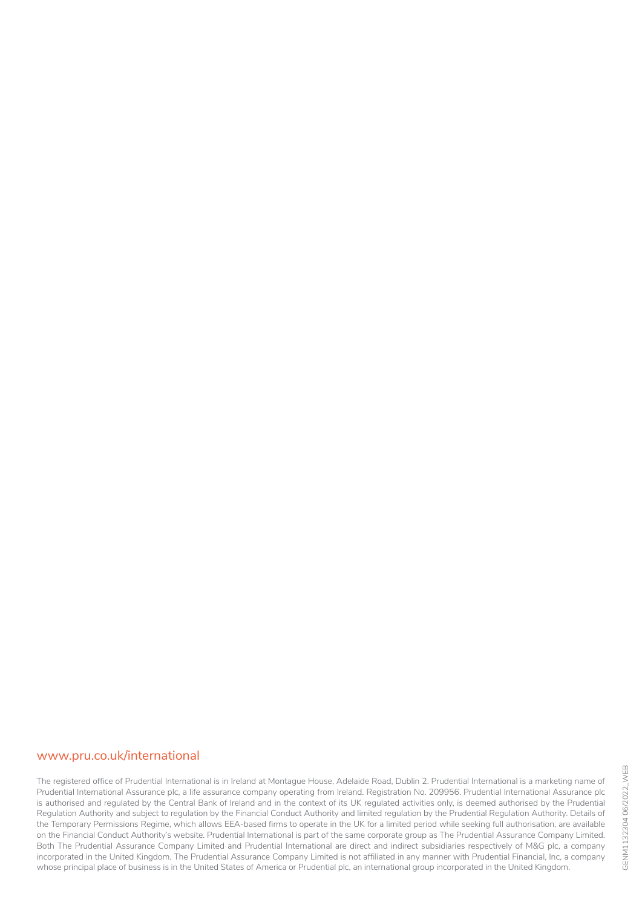www.pru.co.uk/international

The registered office of Prudential International is in Ireland at Montague House, Adelaide Road, Dublin 2. Prudential International is a marketing name of Prudential International Assurance plc, a life assurance company operating from Ireland. Registration No. 209956. Prudential International Assurance plc is authorised and regulated by the Central Bank of Ireland and in the context of its UK regulated activities only, is deemed authorised by the Prudential Regulation Authority and subject to regulation by the Financial Conduct Authority and limited regulation by the Prudential Regulation Authority. Details of the Temporary Permissions Regime, which allows EEA-based firms to operate in the UK for a limited period while seeking full authorisation, are available on the Financial Conduct Authority's website. Prudential International is part of the same corporate group as The Prudential Assurance Company Limited. Both The Prudential Assurance Company Limited and Prudential International are direct and indirect subsidiaries respectively of M&G plc, a company incorporated in the United Kingdom. The Prudential Assurance Company Limited is not affiliated in any manner with Prudential Financial, Inc, a company whose principal place of business is in the United States of America or Prudential plc, an international group incorporated in the United Kingdom.

GENM1132304 06/2022_WEB